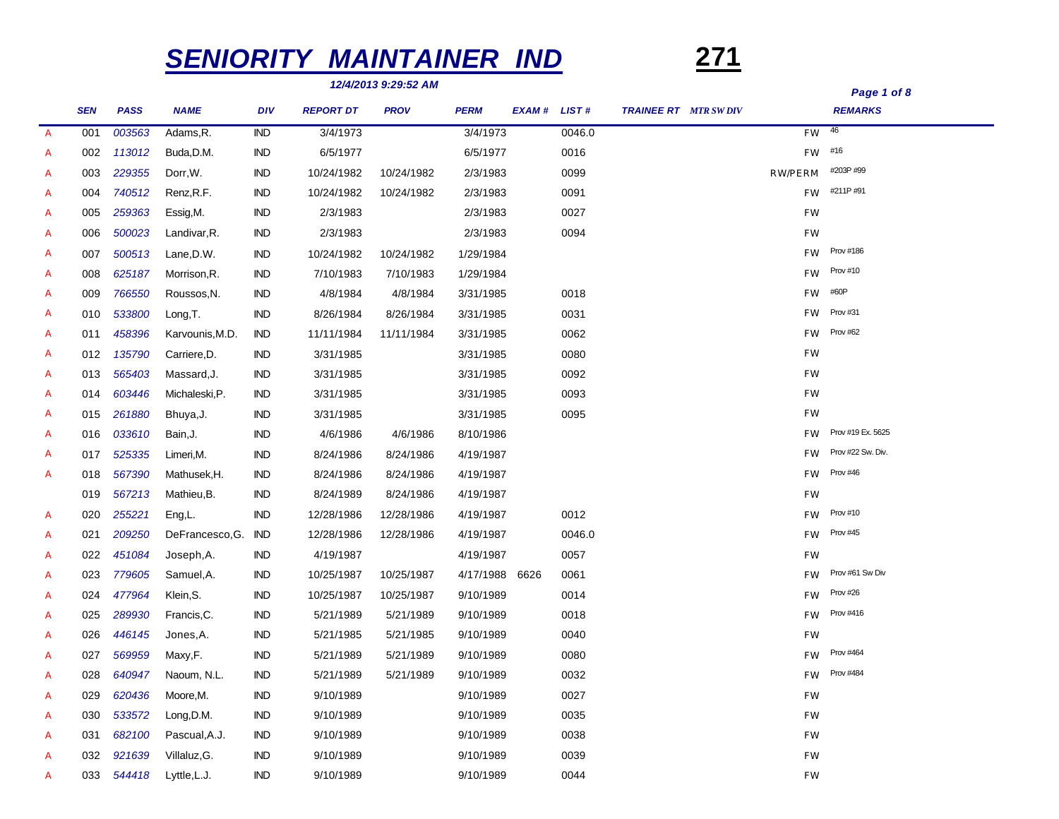# SENIORITY MAINTAINER IND

**271**

*12/4/2013 9:29:52 AM*

| | SEN | PASS | NAME | DIV | REPORT DT | PROV | PERM | EXAM # | LIST # | TRAINEE RT | MTR SW DIV | | REMARKS |
|---|---|---|---|---|---|---|---|---|---|---|---|---|---|
| A | 001 | 003563 | Adams,R. | IND | 3/4/1973 | | 3/4/1973 | | 0046.0 | | | FW | 46 |
| A | 002 | 113012 | Buda,D.M. | IND | 6/5/1977 | | 6/5/1977 | | 0016 | | | FW | #16 |
| A | 003 | 229355 | Dorr,W. | IND | 10/24/1982 | 10/24/1982 | 2/3/1983 | | 0099 | | | RW/PERM | #203P #99 |
| A | 004 | 740512 | Renz,R.F. | IND | 10/24/1982 | 10/24/1982 | 2/3/1983 | | 0091 | | | FW | #211P #91 |
| A | 005 | 259363 | Essig,M. | IND | 2/3/1983 | | 2/3/1983 | | 0027 | | | FW | |
| A | 006 | 500023 | Landivar,R. | IND | 2/3/1983 | | 2/3/1983 | | 0094 | | | FW | |
| A | 007 | 500513 | Lane,D.W. | IND | 10/24/1982 | 10/24/1982 | 1/29/1984 | | | | | FW | Prov #186 |
| A | 008 | 625187 | Morrison,R. | IND | 7/10/1983 | 7/10/1983 | 1/29/1984 | | | | | FW | Prov #10 |
| A | 009 | 766550 | Roussos,N. | IND | 4/8/1984 | 4/8/1984 | 3/31/1985 | | 0018 | | | FW | #60P |
| A | 010 | 533800 | Long,T. | IND | 8/26/1984 | 8/26/1984 | 3/31/1985 | | 0031 | | | FW | Prov #31 |
| A | 011 | 458396 | Karvounis,M.D. | IND | 11/11/1984 | 11/11/1984 | 3/31/1985 | | 0062 | | | FW | Prov #62 |
| A | 012 | 135790 | Carriere,D. | IND | 3/31/1985 | | 3/31/1985 | | 0080 | | | FW | |
| A | 013 | 565403 | Massard,J. | IND | 3/31/1985 | | 3/31/1985 | | 0092 | | | FW | |
| A | 014 | 603446 | Michaleski,P. | IND | 3/31/1985 | | 3/31/1985 | | 0093 | | | FW | |
| A | 015 | 261880 | Bhuya,J. | IND | 3/31/1985 | | 3/31/1985 | | 0095 | | | FW | |
| A | 016 | 033610 | Bain,J. | IND | 4/6/1986 | 4/6/1986 | 8/10/1986 | | | | | FW | Prov #19 Ex. 5625 |
| A | 017 | 525335 | Limeri,M. | IND | 8/24/1986 | 8/24/1986 | 4/19/1987 | | | | | FW | Prov #22 Sw. Div. |
| A | 018 | 567390 | Mathusek,H. | IND | 8/24/1986 | 8/24/1986 | 4/19/1987 | | | | | FW | Prov #46 |
| | 019 | 567213 | Mathieu,B. | IND | 8/24/1989 | 8/24/1986 | 4/19/1987 | | | | | FW | |
| A | 020 | 255221 | Eng,L. | IND | 12/28/1986 | 12/28/1986 | 4/19/1987 | | 0012 | | | FW | Prov #10 |
| A | 021 | 209250 | DeFrancesco,G. | IND | 12/28/1986 | 12/28/1986 | 4/19/1987 | | 0046.0 | | | FW | Prov #45 |
| A | 022 | 451084 | Joseph,A. | IND | 4/19/1987 | | 4/19/1987 | | 0057 | | | FW | |
| A | 023 | 779605 | Samuel,A. | IND | 10/25/1987 | 10/25/1987 | 4/17/1988 | 6626 | 0061 | | | FW | Prov #61 Sw Div |
| A | 024 | 477964 | Klein,S. | IND | 10/25/1987 | 10/25/1987 | 9/10/1989 | | 0014 | | | FW | Prov #26 |
| A | 025 | 289930 | Francis,C. | IND | 5/21/1989 | 5/21/1989 | 9/10/1989 | | 0018 | | | FW | Prov #416 |
| A | 026 | 446145 | Jones,A. | IND | 5/21/1985 | 5/21/1985 | 9/10/1989 | | 0040 | | | FW | |
| A | 027 | 569959 | Maxy,F. | IND | 5/21/1989 | 5/21/1989 | 9/10/1989 | | 0080 | | | FW | Prov #464 |
| A | 028 | 640947 | Naoum, N.L. | IND | 5/21/1989 | 5/21/1989 | 9/10/1989 | | 0032 | | | FW | Prov #484 |
| A | 029 | 620436 | Moore,M. | IND | 9/10/1989 | | 9/10/1989 | | 0027 | | | FW | |
| A | 030 | 533572 | Long,D.M. | IND | 9/10/1989 | | 9/10/1989 | | 0035 | | | FW | |
| A | 031 | 682100 | Pascual,A.J. | IND | 9/10/1989 | | 9/10/1989 | | 0038 | | | FW | |
| A | 032 | 921639 | Villaluz,G. | IND | 9/10/1989 | | 9/10/1989 | | 0039 | | | FW | |
| A | 033 | 544418 | Lyttle,L.J. | IND | 9/10/1989 | | 9/10/1989 | | 0044 | | | FW | |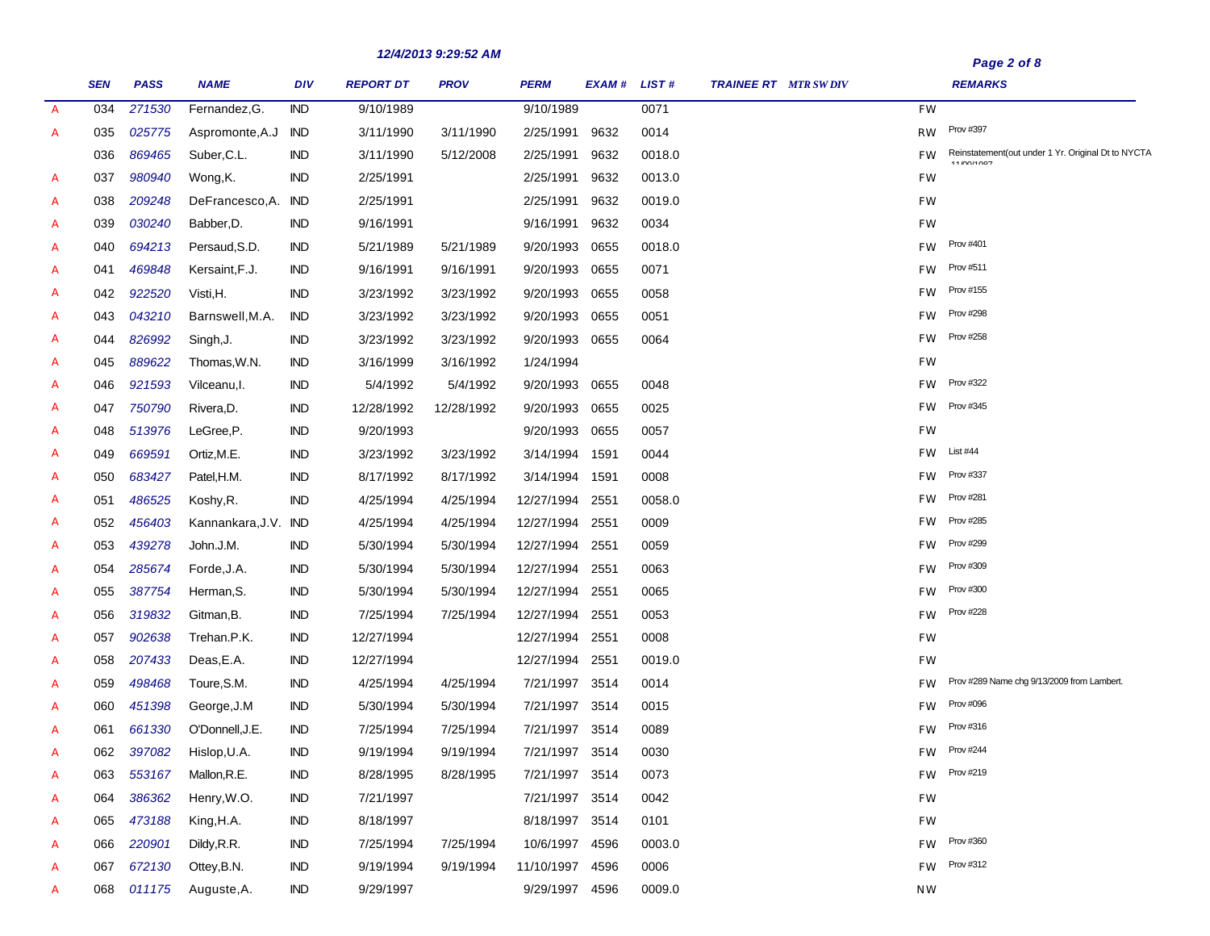12/4/2013 9:29:52 AM

| | SEN | PASS | NAME | DIV | REPORT DT | PROV | PERM | EXAM # | LIST # | TRAINEE RT | MTR SW DIV | | REMARKS |
|---|---|---|---|---|---|---|---|---|---|---|---|---|---|
| A | 034 | 271530 | Fernandez,G. | IND | 9/10/1989 | | 9/10/1989 | | 0071 | | | FW | |
| A | 035 | 025775 | Aspromonte,A.J | IND | 3/11/1990 | 3/11/1990 | 2/25/1991 | 9632 | 0014 | | | RW | Prov #397 |
| | 036 | 869465 | Suber,C.L. | IND | 3/11/1990 | 5/12/2008 | 2/25/1991 | 9632 | 0018.0 | | | FW | Reinstatement(out under 1 Yr. Original Dt to NYCTA 11/00/1087 |
| A | 037 | 980940 | Wong,K. | IND | 2/25/1991 | | 2/25/1991 | 9632 | 0013.0 | | | FW | |
| A | 038 | 209248 | DeFrancesco,A. | IND | 2/25/1991 | | 2/25/1991 | 9632 | 0019.0 | | | FW | |
| A | 039 | 030240 | Babber,D. | IND | 9/16/1991 | | 9/16/1991 | 9632 | 0034 | | | FW | |
| A | 040 | 694213 | Persaud,S.D. | IND | 5/21/1989 | 5/21/1989 | 9/20/1993 | 0655 | 0018.0 | | | FW | Prov #401 |
| A | 041 | 469848 | Kersaint,F.J. | IND | 9/16/1991 | 9/16/1991 | 9/20/1993 | 0655 | 0071 | | | FW | Prov #511 |
| A | 042 | 922520 | Visti,H. | IND | 3/23/1992 | 3/23/1992 | 9/20/1993 | 0655 | 0058 | | | FW | Prov #155 |
| A | 043 | 043210 | Barnswell,M.A. | IND | 3/23/1992 | 3/23/1992 | 9/20/1993 | 0655 | 0051 | | | FW | Prov #298 |
| A | 044 | 826992 | Singh,J. | IND | 3/23/1992 | 3/23/1992 | 9/20/1993 | 0655 | 0064 | | | FW | Prov #258 |
| A | 045 | 889622 | Thomas,W.N. | IND | 3/16/1999 | 3/16/1992 | 1/24/1994 | | | | | FW | |
| A | 046 | 921593 | Vilceanu,I. | IND | 5/4/1992 | 5/4/1992 | 9/20/1993 | 0655 | 0048 | | | FW | Prov #322 |
| A | 047 | 750790 | Rivera,D. | IND | 12/28/1992 | 12/28/1992 | 9/20/1993 | 0655 | 0025 | | | FW | Prov #345 |
| A | 048 | 513976 | LeGree,P. | IND | 9/20/1993 | | 9/20/1993 | 0655 | 0057 | | | FW | |
| A | 049 | 669591 | Ortiz,M.E. | IND | 3/23/1992 | 3/23/1992 | 3/14/1994 | 1591 | 0044 | | | FW | List #44 |
| A | 050 | 683427 | Patel,H.M. | IND | 8/17/1992 | 8/17/1992 | 3/14/1994 | 1591 | 0008 | | | FW | Prov #337 |
| A | 051 | 486525 | Koshy,R. | IND | 4/25/1994 | 4/25/1994 | 12/27/1994 | 2551 | 0058.0 | | | FW | Prov #281 |
| A | 052 | 456403 | Kannankara,J.V. | IND | 4/25/1994 | 4/25/1994 | 12/27/1994 | 2551 | 0009 | | | FW | Prov #285 |
| A | 053 | 439278 | John.J.M. | IND | 5/30/1994 | 5/30/1994 | 12/27/1994 | 2551 | 0059 | | | FW | Prov #299 |
| A | 054 | 285674 | Forde,J.A. | IND | 5/30/1994 | 5/30/1994 | 12/27/1994 | 2551 | 0063 | | | FW | Prov #309 |
| A | 055 | 387754 | Herman,S. | IND | 5/30/1994 | 5/30/1994 | 12/27/1994 | 2551 | 0065 | | | FW | Prov #300 |
| A | 056 | 319832 | Gitman,B. | IND | 7/25/1994 | 7/25/1994 | 12/27/1994 | 2551 | 0053 | | | FW | Prov #228 |
| A | 057 | 902638 | Trehan.P.K. | IND | 12/27/1994 | | 12/27/1994 | 2551 | 0008 | | | FW | |
| A | 058 | 207433 | Deas,E.A. | IND | 12/27/1994 | | 12/27/1994 | 2551 | 0019.0 | | | FW | |
| A | 059 | 498468 | Toure,S.M. | IND | 4/25/1994 | 4/25/1994 | 7/21/1997 | 3514 | 0014 | | | FW | Prov #289 Name chg 9/13/2009 from Lambert. |
| A | 060 | 451398 | George,J.M | IND | 5/30/1994 | 5/30/1994 | 7/21/1997 | 3514 | 0015 | | | FW | Prov #096 |
| A | 061 | 661330 | O'Donnell,J.E. | IND | 7/25/1994 | 7/25/1994 | 7/21/1997 | 3514 | 0089 | | | FW | Prov #316 |
| A | 062 | 397082 | Hislop,U.A. | IND | 9/19/1994 | 9/19/1994 | 7/21/1997 | 3514 | 0030 | | | FW | Prov #244 |
| A | 063 | 553167 | Mallon,R.E. | IND | 8/28/1995 | 8/28/1995 | 7/21/1997 | 3514 | 0073 | | | FW | Prov #219 |
| A | 064 | 386362 | Henry,W.O. | IND | 7/21/1997 | | 7/21/1997 | 3514 | 0042 | | | FW | |
| A | 065 | 473188 | King,H.A. | IND | 8/18/1997 | | 8/18/1997 | 3514 | 0101 | | | FW | |
| A | 066 | 220901 | Dildy,R.R. | IND | 7/25/1994 | 7/25/1994 | 10/6/1997 | 4596 | 0003.0 | | | FW | Prov #360 |
| A | 067 | 672130 | Ottey,B.N. | IND | 9/19/1994 | 9/19/1994 | 11/10/1997 | 4596 | 0006 | | | FW | Prov #312 |
| A | 068 | 011175 | Auguste,A. | IND | 9/29/1997 | | 9/29/1997 | 4596 | 0009.0 | | | NW | |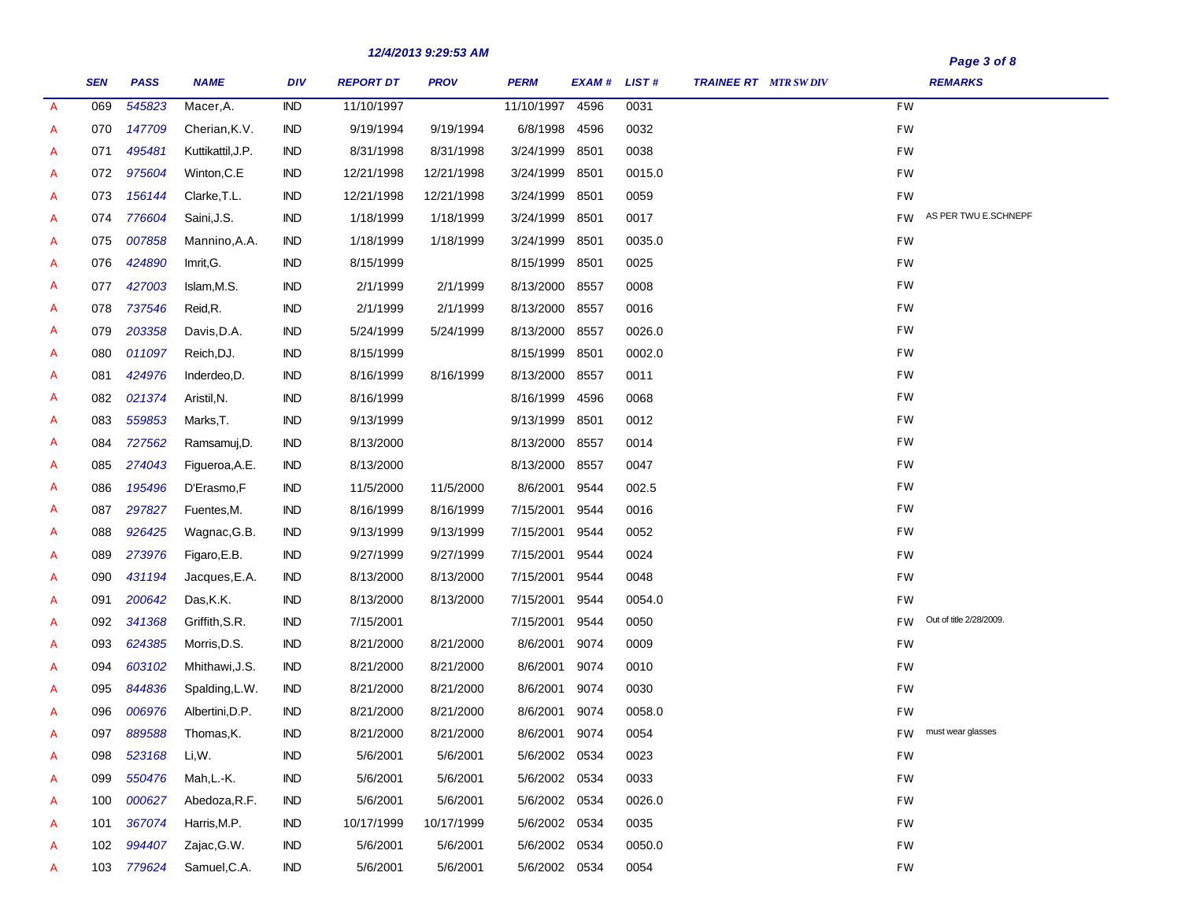12/4/2013 9:29:53 AM

| | SEN | PASS | NAME | DIV | REPORT DT | PROV | PERM | EXAM # | LIST # | TRAINEE RT | MTR SW DIV | | REMARKS |
|---|---|---|---|---|---|---|---|---|---|---|---|---|---|
| A | 069 | 545823 | Macer,A. | IND | 11/10/1997 | | 11/10/1997 | 4596 | 0031 | | | FW | |
| A | 070 | 147709 | Cherian,K.V. | IND | 9/19/1994 | 9/19/1994 | 6/8/1998 | 4596 | 0032 | | | FW | |
| A | 071 | 495481 | Kuttikattil,J.P. | IND | 8/31/1998 | 8/31/1998 | 3/24/1999 | 8501 | 0038 | | | FW | |
| A | 072 | 975604 | Winton,C.E | IND | 12/21/1998 | 12/21/1998 | 3/24/1999 | 8501 | 0015.0 | | | FW | |
| A | 073 | 156144 | Clarke,T.L. | IND | 12/21/1998 | 12/21/1998 | 3/24/1999 | 8501 | 0059 | | | FW | |
| A | 074 | 776604 | Saini,J.S. | IND | 1/18/1999 | 1/18/1999 | 3/24/1999 | 8501 | 0017 | | | FW | AS PER TWU E.SCHNEPF |
| A | 075 | 007858 | Mannino,A.A. | IND | 1/18/1999 | 1/18/1999 | 3/24/1999 | 8501 | 0035.0 | | | FW | |
| A | 076 | 424890 | Imrit,G. | IND | 8/15/1999 | | 8/15/1999 | 8501 | 0025 | | | FW | |
| A | 077 | 427003 | Islam,M.S. | IND | 2/1/1999 | 2/1/1999 | 8/13/2000 | 8557 | 0008 | | | FW | |
| A | 078 | 737546 | Reid,R. | IND | 2/1/1999 | 2/1/1999 | 8/13/2000 | 8557 | 0016 | | | FW | |
| A | 079 | 203358 | Davis,D.A. | IND | 5/24/1999 | 5/24/1999 | 8/13/2000 | 8557 | 0026.0 | | | FW | |
| A | 080 | 011097 | Reich,DJ. | IND | 8/15/1999 | | 8/15/1999 | 8501 | 0002.0 | | | FW | |
| A | 081 | 424976 | Inderdeo,D. | IND | 8/16/1999 | 8/16/1999 | 8/13/2000 | 8557 | 0011 | | | FW | |
| A | 082 | 021374 | Aristil,N. | IND | 8/16/1999 | | 8/16/1999 | 4596 | 0068 | | | FW | |
| A | 083 | 559853 | Marks,T. | IND | 9/13/1999 | | 9/13/1999 | 8501 | 0012 | | | FW | |
| A | 084 | 727562 | Ramsamuj,D. | IND | 8/13/2000 | | 8/13/2000 | 8557 | 0014 | | | FW | |
| A | 085 | 274043 | Figueroa,A.E. | IND | 8/13/2000 | | 8/13/2000 | 8557 | 0047 | | | FW | |
| A | 086 | 195496 | D'Erasmo,F | IND | 11/5/2000 | 11/5/2000 | 8/6/2001 | 9544 | 002.5 | | | FW | |
| A | 087 | 297827 | Fuentes,M. | IND | 8/16/1999 | 8/16/1999 | 7/15/2001 | 9544 | 0016 | | | FW | |
| A | 088 | 926425 | Wagnac,G.B. | IND | 9/13/1999 | 9/13/1999 | 7/15/2001 | 9544 | 0052 | | | FW | |
| A | 089 | 273976 | Figaro,E.B. | IND | 9/27/1999 | 9/27/1999 | 7/15/2001 | 9544 | 0024 | | | FW | |
| A | 090 | 431194 | Jacques,E.A. | IND | 8/13/2000 | 8/13/2000 | 7/15/2001 | 9544 | 0048 | | | FW | |
| A | 091 | 200642 | Das,K.K. | IND | 8/13/2000 | 8/13/2000 | 7/15/2001 | 9544 | 0054.0 | | | FW | |
| A | 092 | 341368 | Griffith,S.R. | IND | 7/15/2001 | | 7/15/2001 | 9544 | 0050 | | | FW | Out of title 2/28/2009. |
| A | 093 | 624385 | Morris,D.S. | IND | 8/21/2000 | 8/21/2000 | 8/6/2001 | 9074 | 0009 | | | FW | |
| A | 094 | 603102 | Mhithawi,J.S. | IND | 8/21/2000 | 8/21/2000 | 8/6/2001 | 9074 | 0010 | | | FW | |
| A | 095 | 844836 | Spalding,L.W. | IND | 8/21/2000 | 8/21/2000 | 8/6/2001 | 9074 | 0030 | | | FW | |
| A | 096 | 006976 | Albertini,D.P. | IND | 8/21/2000 | 8/21/2000 | 8/6/2001 | 9074 | 0058.0 | | | FW | |
| A | 097 | 889588 | Thomas,K. | IND | 8/21/2000 | 8/21/2000 | 8/6/2001 | 9074 | 0054 | | | FW | must wear glasses |
| A | 098 | 523168 | Li,W. | IND | 5/6/2001 | 5/6/2001 | 5/6/2002 | 0534 | 0023 | | | FW | |
| A | 099 | 550476 | Mah,L.-K. | IND | 5/6/2001 | 5/6/2001 | 5/6/2002 | 0534 | 0033 | | | FW | |
| A | 100 | 000627 | Abedoza,R.F. | IND | 5/6/2001 | 5/6/2001 | 5/6/2002 | 0534 | 0026.0 | | | FW | |
| A | 101 | 367074 | Harris,M.P. | IND | 10/17/1999 | 10/17/1999 | 5/6/2002 | 0534 | 0035 | | | FW | |
| A | 102 | 994407 | Zajac,G.W. | IND | 5/6/2001 | 5/6/2001 | 5/6/2002 | 0534 | 0050.0 | | | FW | |
| A | 103 | 779624 | Samuel,C.A. | IND | 5/6/2001 | 5/6/2001 | 5/6/2002 | 0534 | 0054 | | | FW | |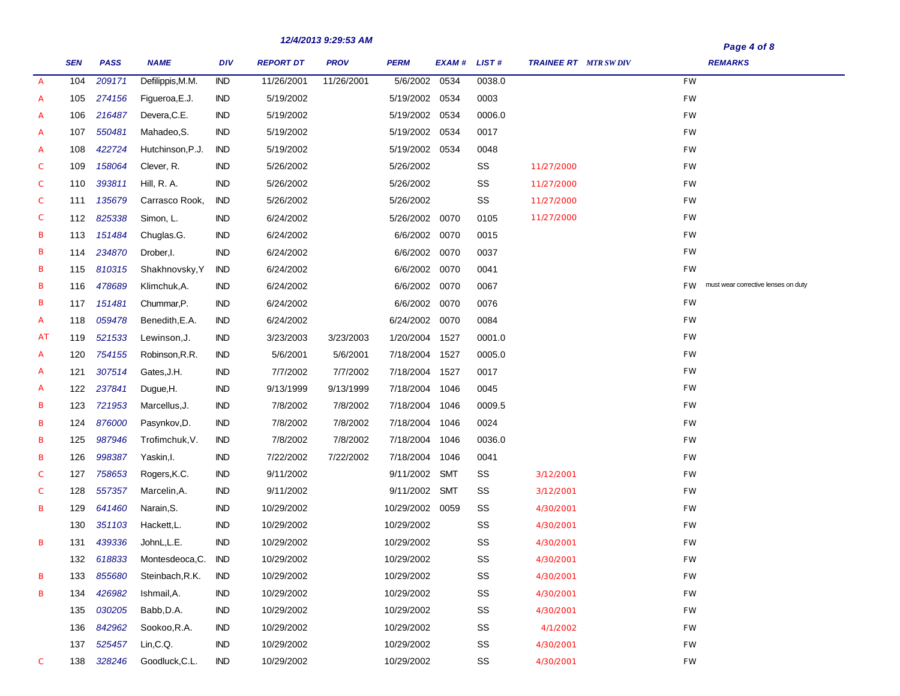12/4/2013 9:29:53 AM

| | SEN | PASS | NAME | DIV | REPORT DT | PROV | PERM | EXAM # | LIST # | TRAINEE RT | MTR SW DIV | | REMARKS |
|---|---|---|---|---|---|---|---|---|---|---|---|---|---|
| A | 104 | 209171 | Defilippis,M.M. | IND | 11/26/2001 | 11/26/2001 | 5/6/2002 | 0534 | 0038.0 | | | FW | |
| A | 105 | 274156 | Figueroa,E.J. | IND | 5/19/2002 | | 5/19/2002 | 0534 | 0003 | | | FW | |
| A | 106 | 216487 | Devera,C.E. | IND | 5/19/2002 | | 5/19/2002 | 0534 | 0006.0 | | | FW | |
| A | 107 | 550481 | Mahadeo,S. | IND | 5/19/2002 | | 5/19/2002 | 0534 | 0017 | | | FW | |
| A | 108 | 422724 | Hutchinson,P.J. | IND | 5/19/2002 | | 5/19/2002 | 0534 | 0048 | | | FW | |
| C | 109 | 158064 | Clever, R. | IND | 5/26/2002 | | 5/26/2002 | | SS | 11/27/2000 | | FW | |
| C | 110 | 393811 | Hill, R. A. | IND | 5/26/2002 | | 5/26/2002 | | SS | 11/27/2000 | | FW | |
| C | 111 | 135679 | Carrasco Rook, | IND | 5/26/2002 | | 5/26/2002 | | SS | 11/27/2000 | | FW | |
| C | 112 | 825338 | Simon, L. | IND | 6/24/2002 | | 5/26/2002 | 0070 | 0105 | 11/27/2000 | | FW | |
| B | 113 | 151484 | Chuglas.G. | IND | 6/24/2002 | | 6/6/2002 | 0070 | 0015 | | | FW | |
| B | 114 | 234870 | Drober,I. | IND | 6/24/2002 | | 6/6/2002 | 0070 | 0037 | | | FW | |
| B | 115 | 810315 | Shakhnovsky,Y | IND | 6/24/2002 | | 6/6/2002 | 0070 | 0041 | | | FW | |
| B | 116 | 478689 | Klimchuk,A. | IND | 6/24/2002 | | 6/6/2002 | 0070 | 0067 | | | FW | must wear corrective lenses on duty |
| B | 117 | 151481 | Chummar,P. | IND | 6/24/2002 | | 6/6/2002 | 0070 | 0076 | | | FW | |
| A | 118 | 059478 | Benedith,E.A. | IND | 6/24/2002 | | 6/24/2002 | 0070 | 0084 | | | FW | |
| AT | 119 | 521533 | Lewinson,J. | IND | 3/23/2003 | 3/23/2003 | 1/20/2004 | 1527 | 0001.0 | | | FW | |
| A | 120 | 754155 | Robinson,R.R. | IND | 5/6/2001 | 5/6/2001 | 7/18/2004 | 1527 | 0005.0 | | | FW | |
| A | 121 | 307514 | Gates,J.H. | IND | 7/7/2002 | 7/7/2002 | 7/18/2004 | 1527 | 0017 | | | FW | |
| A | 122 | 237841 | Dugue,H. | IND | 9/13/1999 | 9/13/1999 | 7/18/2004 | 1046 | 0045 | | | FW | |
| B | 123 | 721953 | Marcellus,J. | IND | 7/8/2002 | 7/8/2002 | 7/18/2004 | 1046 | 0009.5 | | | FW | |
| B | 124 | 876000 | Pasynkov,D. | IND | 7/8/2002 | 7/8/2002 | 7/18/2004 | 1046 | 0024 | | | FW | |
| B | 125 | 987946 | Trofimchuk,V. | IND | 7/8/2002 | 7/8/2002 | 7/18/2004 | 1046 | 0036.0 | | | FW | |
| B | 126 | 998387 | Yaskin,I. | IND | 7/22/2002 | 7/22/2002 | 7/18/2004 | 1046 | 0041 | | | FW | |
| C | 127 | 758653 | Rogers,K.C. | IND | 9/11/2002 | | 9/11/2002 | SMT | SS | 3/12/2001 | | FW | |
| C | 128 | 557357 | Marcelin,A. | IND | 9/11/2002 | | 9/11/2002 | SMT | SS | 3/12/2001 | | FW | |
| B | 129 | 641460 | Narain,S. | IND | 10/29/2002 | | 10/29/2002 | 0059 | SS | 4/30/2001 | | FW | |
| | 130 | 351103 | Hackett,L. | IND | 10/29/2002 | | 10/29/2002 | | SS | 4/30/2001 | | FW | |
| B | 131 | 439336 | JohnL,L.E. | IND | 10/29/2002 | | 10/29/2002 | | SS | 4/30/2001 | | FW | |
| | 132 | 618833 | Montesdeoca,C. | IND | 10/29/2002 | | 10/29/2002 | | SS | 4/30/2001 | | FW | |
| B | 133 | 855680 | Steinbach,R.K. | IND | 10/29/2002 | | 10/29/2002 | | SS | 4/30/2001 | | FW | |
| B | 134 | 426982 | Ishmail,A. | IND | 10/29/2002 | | 10/29/2002 | | SS | 4/30/2001 | | FW | |
| | 135 | 030205 | Babb,D.A. | IND | 10/29/2002 | | 10/29/2002 | | SS | 4/30/2001 | | FW | |
| | 136 | 842962 | Sookoo,R.A. | IND | 10/29/2002 | | 10/29/2002 | | SS | 4/1/2002 | | FW | |
| | 137 | 525457 | Lin,C.Q. | IND | 10/29/2002 | | 10/29/2002 | | SS | 4/30/2001 | | FW | |
| C | 138 | 328246 | Goodluck,C.L. | IND | 10/29/2002 | | 10/29/2002 | | SS | 4/30/2001 | | FW | |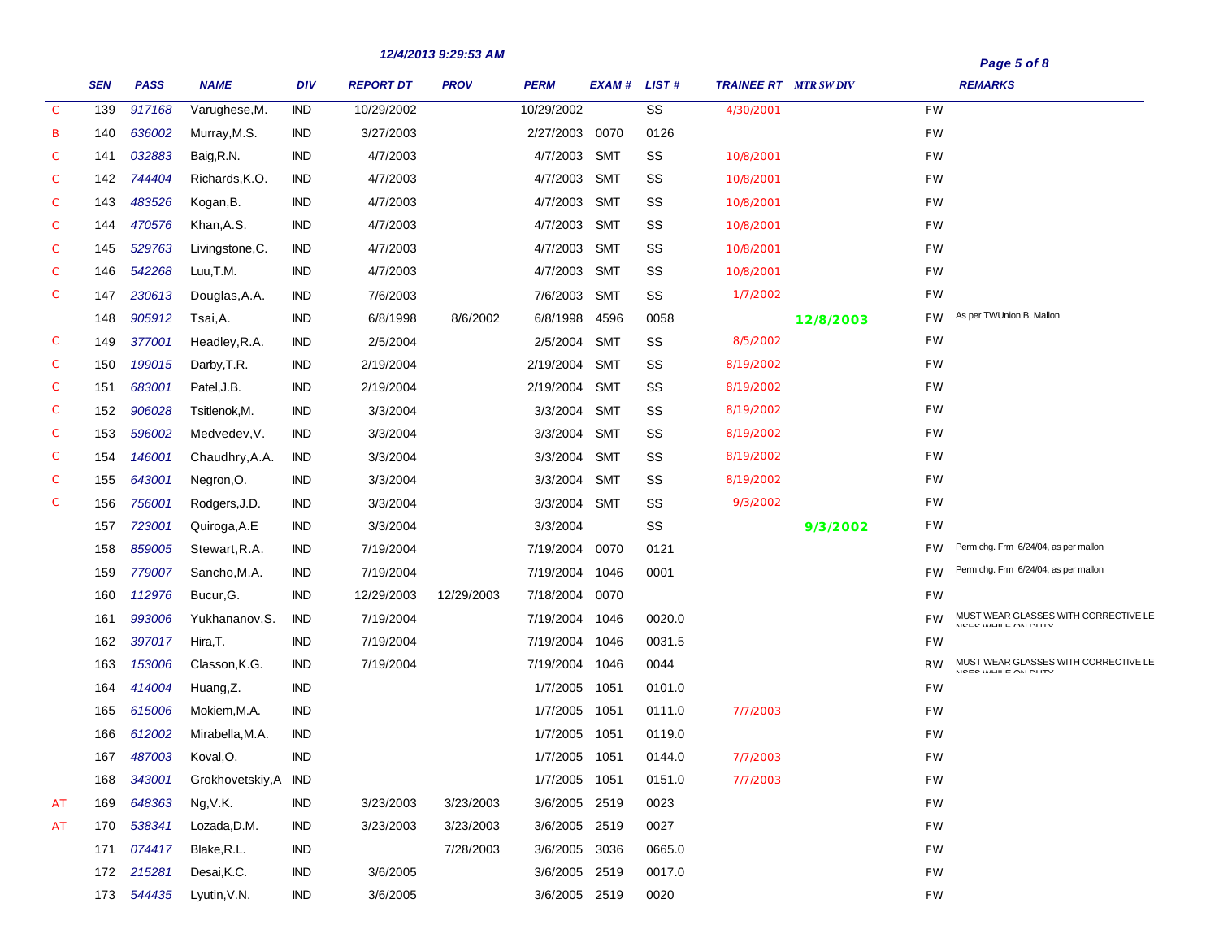12/4/2013 9:29:53 AM

| | SEN | PASS | NAME | DIV | REPORT DT | PROV | PERM | EXAM # | LIST # | TRAINEE RT | MTR SW DIV | | REMARKS |
|---|---|---|---|---|---|---|---|---|---|---|---|---|---|
| C | 139 | 917168 | Varughese,M. | IND | 10/29/2002 | | 10/29/2002 | | SS | 4/30/2001 | | FW | |
| B | 140 | 636002 | Murray,M.S. | IND | 3/27/2003 | | 2/27/2003 | 0070 | 0126 | | | FW | |
| C | 141 | 032883 | Baig,R.N. | IND | 4/7/2003 | | 4/7/2003 | SMT | SS | 10/8/2001 | | FW | |
| C | 142 | 744404 | Richards,K.O. | IND | 4/7/2003 | | 4/7/2003 | SMT | SS | 10/8/2001 | | FW | |
| C | 143 | 483526 | Kogan,B. | IND | 4/7/2003 | | 4/7/2003 | SMT | SS | 10/8/2001 | | FW | |
| C | 144 | 470576 | Khan,A.S. | IND | 4/7/2003 | | 4/7/2003 | SMT | SS | 10/8/2001 | | FW | |
| C | 145 | 529763 | Livingstone,C. | IND | 4/7/2003 | | 4/7/2003 | SMT | SS | 10/8/2001 | | FW | |
| C | 146 | 542268 | Luu,T.M. | IND | 4/7/2003 | | 4/7/2003 | SMT | SS | 10/8/2001 | | FW | |
| C | 147 | 230613 | Douglas,A.A. | IND | 7/6/2003 | | 7/6/2003 | SMT | SS | 1/7/2002 | | FW | |
| | 148 | 905912 | Tsai,A. | IND | 6/8/1998 | 8/6/2002 | 6/8/1998 | 4596 | 0058 | | 12/8/2003 | FW | As per TWUnion B. Mallon |
| C | 149 | 377001 | Headley,R.A. | IND | 2/5/2004 | | 2/5/2004 | SMT | SS | 8/5/2002 | | FW | |
| C | 150 | 199015 | Darby,T.R. | IND | 2/19/2004 | | 2/19/2004 | SMT | SS | 8/19/2002 | | FW | |
| C | 151 | 683001 | Patel,J.B. | IND | 2/19/2004 | | 2/19/2004 | SMT | SS | 8/19/2002 | | FW | |
| C | 152 | 906028 | Tsitlenok,M. | IND | 3/3/2004 | | 3/3/2004 | SMT | SS | 8/19/2002 | | FW | |
| C | 153 | 596002 | Medvedev,V. | IND | 3/3/2004 | | 3/3/2004 | SMT | SS | 8/19/2002 | | FW | |
| C | 154 | 146001 | Chaudhry,A.A. | IND | 3/3/2004 | | 3/3/2004 | SMT | SS | 8/19/2002 | | FW | |
| C | 155 | 643001 | Negron,O. | IND | 3/3/2004 | | 3/3/2004 | SMT | SS | 8/19/2002 | | FW | |
| C | 156 | 756001 | Rodgers,J.D. | IND | 3/3/2004 | | 3/3/2004 | SMT | SS | 9/3/2002 | | FW | |
| | 157 | 723001 | Quiroga,A.E | IND | 3/3/2004 | | 3/3/2004 | | SS | | 9/3/2002 | FW | |
| | 158 | 859005 | Stewart,R.A. | IND | 7/19/2004 | | 7/19/2004 | 0070 | 0121 | | | FW | Perm chg. Frm 6/24/04, as per mallon |
| | 159 | 779007 | Sancho,M.A. | IND | 7/19/2004 | | 7/19/2004 | 1046 | 0001 | | | FW | Perm chg. Frm 6/24/04, as per mallon |
| | 160 | 112976 | Bucur,G. | IND | 12/29/2003 | 12/29/2003 | 7/18/2004 | 0070 | | | | FW | |
| | 161 | 993006 | Yukhananov,S. | IND | 7/19/2004 | | 7/19/2004 | 1046 | 0020.0 | | | FW | MUST WEAR GLASSES WITH CORRECTIVE LENSES WHILE ON DUTY |
| | 162 | 397017 | Hira,T. | IND | 7/19/2004 | | 7/19/2004 | 1046 | 0031.5 | | | FW | |
| | 163 | 153006 | Classon,K.G. | IND | 7/19/2004 | | 7/19/2004 | 1046 | 0044 | | | RW | MUST WEAR GLASSES WITH CORRECTIVE LENSES WHILE ON DUTY |
| | 164 | 414004 | Huang,Z. | IND | | | 1/7/2005 | 1051 | 0101.0 | | | FW | |
| | 165 | 615006 | Mokiem,M.A. | IND | | | 1/7/2005 | 1051 | 0111.0 | 7/7/2003 | | FW | |
| | 166 | 612002 | Mirabella,M.A. | IND | | | 1/7/2005 | 1051 | 0119.0 | | | FW | |
| | 167 | 487003 | Koval,O. | IND | | | 1/7/2005 | 1051 | 0144.0 | 7/7/2003 | | FW | |
| | 168 | 343001 | Grokhovetskiy,A | IND | | | 1/7/2005 | 1051 | 0151.0 | 7/7/2003 | | FW | |
| AT | 169 | 648363 | Ng,V.K. | IND | 3/23/2003 | 3/23/2003 | 3/6/2005 | 2519 | 0023 | | | FW | |
| AT | 170 | 538341 | Lozada,D.M. | IND | 3/23/2003 | 3/23/2003 | 3/6/2005 | 2519 | 0027 | | | FW | |
| | 171 | 074417 | Blake,R.L. | IND | | 7/28/2003 | 3/6/2005 | 3036 | 0665.0 | | | FW | |
| | 172 | 215281 | Desai,K.C. | IND | 3/6/2005 | | 3/6/2005 | 2519 | 0017.0 | | | FW | |
| | 173 | 544435 | Lyutin,V.N. | IND | 3/6/2005 | | 3/6/2005 | 2519 | 0020 | | | FW | |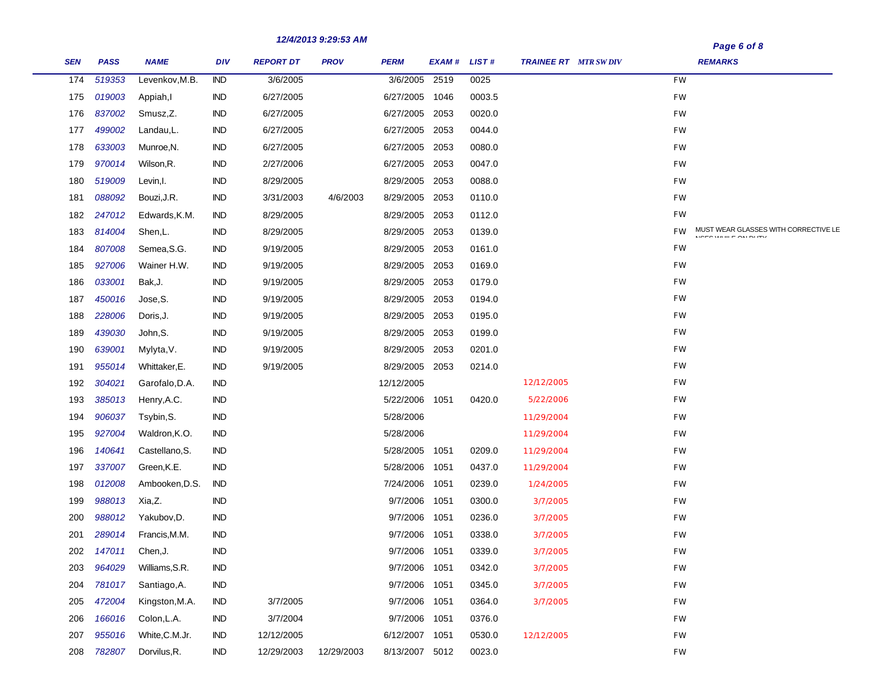12/4/2013 9:29:53 AM

| SEN | PASS | NAME | DIV | REPORT DT | PROV | PERM | EXAM # | LIST # | TRAINEE RT | MTR SW DIV | | REMARKS |
|---|---|---|---|---|---|---|---|---|---|---|---|---|
| 174 | 519353 | Levenkov,M.B. | IND | 3/6/2005 | | 3/6/2005 | 2519 | 0025 | | | FW | |
| 175 | 019003 | Appiah,I | IND | 6/27/2005 | | 6/27/2005 | 1046 | 0003.5 | | | FW | |
| 176 | 837002 | Smusz,Z. | IND | 6/27/2005 | | 6/27/2005 | 2053 | 0020.0 | | | FW | |
| 177 | 499002 | Landau,L. | IND | 6/27/2005 | | 6/27/2005 | 2053 | 0044.0 | | | FW | |
| 178 | 633003 | Munroe,N. | IND | 6/27/2005 | | 6/27/2005 | 2053 | 0080.0 | | | FW | |
| 179 | 970014 | Wilson,R. | IND | 2/27/2006 | | 6/27/2005 | 2053 | 0047.0 | | | FW | |
| 180 | 519009 | Levin,I. | IND | 8/29/2005 | | 8/29/2005 | 2053 | 0088.0 | | | FW | |
| 181 | 088092 | Bouzi,J.R. | IND | 3/31/2003 | 4/6/2003 | 8/29/2005 | 2053 | 0110.0 | | | FW | |
| 182 | 247012 | Edwards,K.M. | IND | 8/29/2005 | | 8/29/2005 | 2053 | 0112.0 | | | FW | |
| 183 | 814004 | Shen,L. | IND | 8/29/2005 | | 8/29/2005 | 2053 | 0139.0 | | | FW | MUST WEAR GLASSES WITH CORRECTIVE LENSES WHILE ON DUTY |
| 184 | 807008 | Semea,S.G. | IND | 9/19/2005 | | 8/29/2005 | 2053 | 0161.0 | | | FW | |
| 185 | 927006 | Wainer H.W. | IND | 9/19/2005 | | 8/29/2005 | 2053 | 0169.0 | | | FW | |
| 186 | 033001 | Bak,J. | IND | 9/19/2005 | | 8/29/2005 | 2053 | 0179.0 | | | FW | |
| 187 | 450016 | Jose,S. | IND | 9/19/2005 | | 8/29/2005 | 2053 | 0194.0 | | | FW | |
| 188 | 228006 | Doris,J. | IND | 9/19/2005 | | 8/29/2005 | 2053 | 0195.0 | | | FW | |
| 189 | 439030 | John,S. | IND | 9/19/2005 | | 8/29/2005 | 2053 | 0199.0 | | | FW | |
| 190 | 639001 | Mylyta,V. | IND | 9/19/2005 | | 8/29/2005 | 2053 | 0201.0 | | | FW | |
| 191 | 955014 | Whittaker,E. | IND | 9/19/2005 | | 8/29/2005 | 2053 | 0214.0 | | | FW | |
| 192 | 304021 | Garofalo,D.A. | IND | | | 12/12/2005 | | | 12/12/2005 | | FW | |
| 193 | 385013 | Henry,A.C. | IND | | | 5/22/2006 | 1051 | 0420.0 | 5/22/2006 | | FW | |
| 194 | 906037 | Tsybin,S. | IND | | | 5/28/2006 | | | 11/29/2004 | | FW | |
| 195 | 927004 | Waldron,K.O. | IND | | | 5/28/2006 | | | 11/29/2004 | | FW | |
| 196 | 140641 | Castellano,S. | IND | | | 5/28/2005 | 1051 | 0209.0 | 11/29/2004 | | FW | |
| 197 | 337007 | Green,K.E. | IND | | | 5/28/2006 | 1051 | 0437.0 | 11/29/2004 | | FW | |
| 198 | 012008 | Ambooken,D.S. | IND | | | 7/24/2006 | 1051 | 0239.0 | 1/24/2005 | | FW | |
| 199 | 988013 | Xia,Z. | IND | | | 9/7/2006 | 1051 | 0300.0 | 3/7/2005 | | FW | |
| 200 | 988012 | Yakubov,D. | IND | | | 9/7/2006 | 1051 | 0236.0 | 3/7/2005 | | FW | |
| 201 | 289014 | Francis,M.M. | IND | | | 9/7/2006 | 1051 | 0338.0 | 3/7/2005 | | FW | |
| 202 | 147011 | Chen,J. | IND | | | 9/7/2006 | 1051 | 0339.0 | 3/7/2005 | | FW | |
| 203 | 964029 | Williams,S.R. | IND | | | 9/7/2006 | 1051 | 0342.0 | 3/7/2005 | | FW | |
| 204 | 781017 | Santiago,A. | IND | | | 9/7/2006 | 1051 | 0345.0 | 3/7/2005 | | FW | |
| 205 | 472004 | Kingston,M.A. | IND | 3/7/2005 | | 9/7/2006 | 1051 | 0364.0 | 3/7/2005 | | FW | |
| 206 | 166016 | Colon,L.A. | IND | 3/7/2004 | | 9/7/2006 | 1051 | 0376.0 | | | FW | |
| 207 | 955016 | White,C.M.Jr. | IND | 12/12/2005 | | 6/12/2007 | 1051 | 0530.0 | 12/12/2005 | | FW | |
| 208 | 782807 | Dorvilus,R. | IND | 12/29/2003 | 12/29/2003 | 8/13/2007 | 5012 | 0023.0 | | | FW | |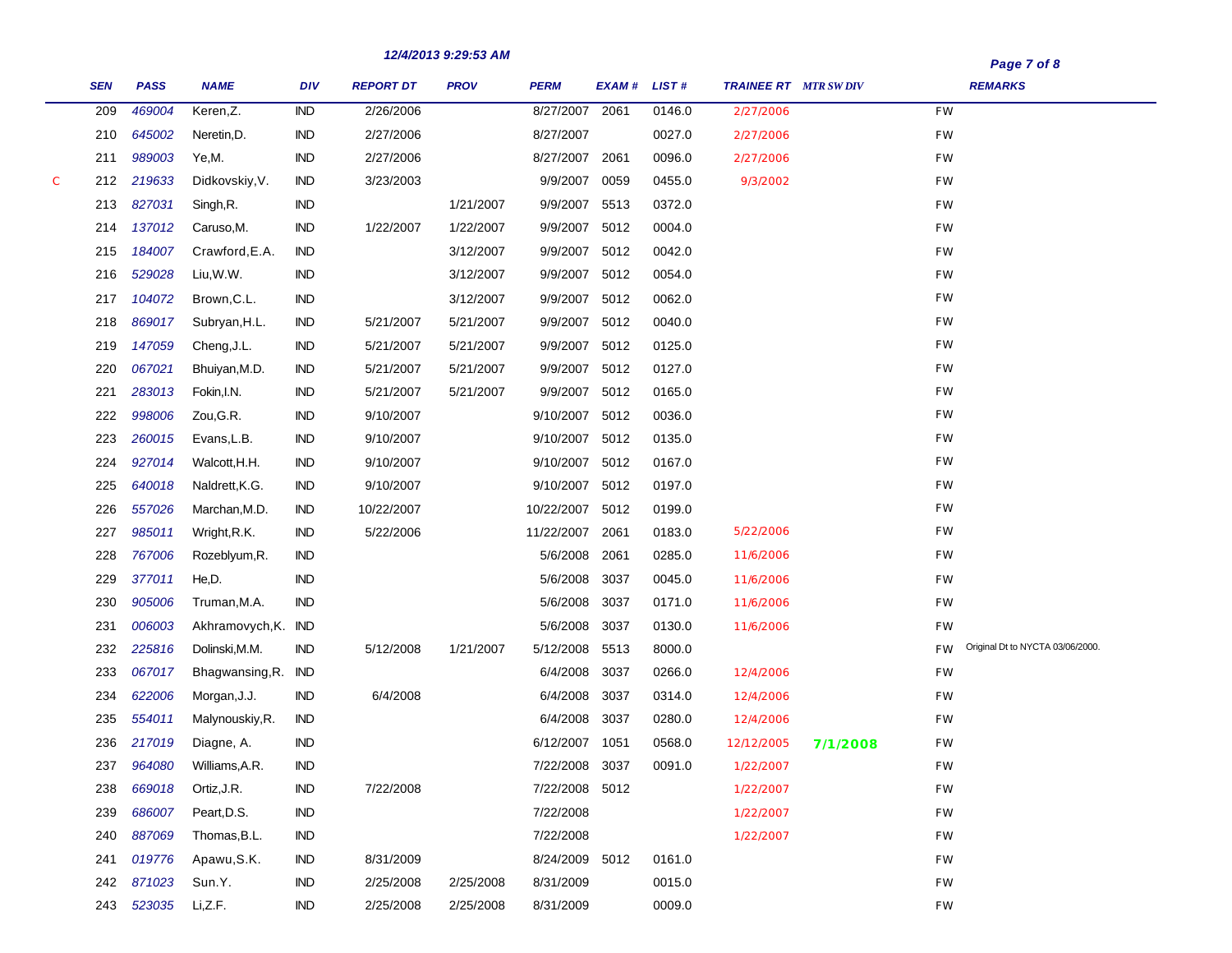12/4/2013 9:29:53 AM

| | SEN | PASS | NAME | DIV | REPORT DT | PROV | PERM | EXAM # | LIST # | TRAINEE RT | MTR SW DIV | | REMARKS |
|---|---|---|---|---|---|---|---|---|---|---|---|---|---|
| | 209 | 469004 | Keren,Z. | IND | 2/26/2006 | | 8/27/2007 | 2061 | 0146.0 | 2/27/2006 | | FW | |
| | 210 | 645002 | Neretin,D. | IND | 2/27/2006 | | 8/27/2007 | | 0027.0 | 2/27/2006 | | FW | |
| | 211 | 989003 | Ye,M. | IND | 2/27/2006 | | 8/27/2007 | 2061 | 0096.0 | 2/27/2006 | | FW | |
| C | 212 | 219633 | Didkovskiy,V. | IND | 3/23/2003 | | 9/9/2007 | 0059 | 0455.0 | 9/3/2002 | | FW | |
| | 213 | 827031 | Singh,R. | IND | | 1/21/2007 | 9/9/2007 | 5513 | 0372.0 | | | FW | |
| | 214 | 137012 | Caruso,M. | IND | 1/22/2007 | 1/22/2007 | 9/9/2007 | 5012 | 0004.0 | | | FW | |
| | 215 | 184007 | Crawford,E.A. | IND | | 3/12/2007 | 9/9/2007 | 5012 | 0042.0 | | | FW | |
| | 216 | 529028 | Liu,W.W. | IND | | 3/12/2007 | 9/9/2007 | 5012 | 0054.0 | | | FW | |
| | 217 | 104072 | Brown,C.L. | IND | | 3/12/2007 | 9/9/2007 | 5012 | 0062.0 | | | FW | |
| | 218 | 869017 | Subryan,H.L. | IND | 5/21/2007 | 5/21/2007 | 9/9/2007 | 5012 | 0040.0 | | | FW | |
| | 219 | 147059 | Cheng,J.L. | IND | 5/21/2007 | 5/21/2007 | 9/9/2007 | 5012 | 0125.0 | | | FW | |
| | 220 | 067021 | Bhuiyan,M.D. | IND | 5/21/2007 | 5/21/2007 | 9/9/2007 | 5012 | 0127.0 | | | FW | |
| | 221 | 283013 | Fokin,I.N. | IND | 5/21/2007 | 5/21/2007 | 9/9/2007 | 5012 | 0165.0 | | | FW | |
| | 222 | 998006 | Zou,G.R. | IND | 9/10/2007 | | 9/10/2007 | 5012 | 0036.0 | | | FW | |
| | 223 | 260015 | Evans,L.B. | IND | 9/10/2007 | | 9/10/2007 | 5012 | 0135.0 | | | FW | |
| | 224 | 927014 | Walcott,H.H. | IND | 9/10/2007 | | 9/10/2007 | 5012 | 0167.0 | | | FW | |
| | 225 | 640018 | Naldrett,K.G. | IND | 9/10/2007 | | 9/10/2007 | 5012 | 0197.0 | | | FW | |
| | 226 | 557026 | Marchan,M.D. | IND | 10/22/2007 | | 10/22/2007 | 5012 | 0199.0 | | | FW | |
| | 227 | 985011 | Wright,R.K. | IND | 5/22/2006 | | 11/22/2007 | 2061 | 0183.0 | 5/22/2006 | | FW | |
| | 228 | 767006 | Rozeblyum,R. | IND | | | 5/6/2008 | 2061 | 0285.0 | 11/6/2006 | | FW | |
| | 229 | 377011 | He,D. | IND | | | 5/6/2008 | 3037 | 0045.0 | 11/6/2006 | | FW | |
| | 230 | 905006 | Truman,M.A. | IND | | | 5/6/2008 | 3037 | 0171.0 | 11/6/2006 | | FW | |
| | 231 | 006003 | Akhramovych,K. | IND | | | 5/6/2008 | 3037 | 0130.0 | 11/6/2006 | | FW | |
| | 232 | 225816 | Dolinski,M.M. | IND | 5/12/2008 | 1/21/2007 | 5/12/2008 | 5513 | 8000.0 | | | FW | Original Dt to NYCTA 03/06/2000. |
| | 233 | 067017 | Bhagwansing,R. | IND | | | 6/4/2008 | 3037 | 0266.0 | 12/4/2006 | | FW | |
| | 234 | 622006 | Morgan,J.J. | IND | 6/4/2008 | | 6/4/2008 | 3037 | 0314.0 | 12/4/2006 | | FW | |
| | 235 | 554011 | Malynouskiy,R. | IND | | | 6/4/2008 | 3037 | 0280.0 | 12/4/2006 | | FW | |
| | 236 | 217019 | Diagne, A. | IND | | | 6/12/2007 | 1051 | 0568.0 | 12/12/2005 | 7/1/2008 | FW | |
| | 237 | 964080 | Williams,A.R. | IND | | | 7/22/2008 | 3037 | 0091.0 | 1/22/2007 | | FW | |
| | 238 | 669018 | Ortiz,J.R. | IND | 7/22/2008 | | 7/22/2008 | 5012 | | 1/22/2007 | | FW | |
| | 239 | 686007 | Peart,D.S. | IND | | | 7/22/2008 | | | 1/22/2007 | | FW | |
| | 240 | 887069 | Thomas,B.L. | IND | | | 7/22/2008 | | | 1/22/2007 | | FW | |
| | 241 | 019776 | Apawu,S.K. | IND | 8/31/2009 | | 8/24/2009 | 5012 | 0161.0 | | | FW | |
| | 242 | 871023 | Sun.Y. | IND | 2/25/2008 | 2/25/2008 | 8/31/2009 | | 0015.0 | | | FW | |
| | 243 | 523035 | Li,Z.F. | IND | 2/25/2008 | 2/25/2008 | 8/31/2009 | | 0009.0 | | | FW | |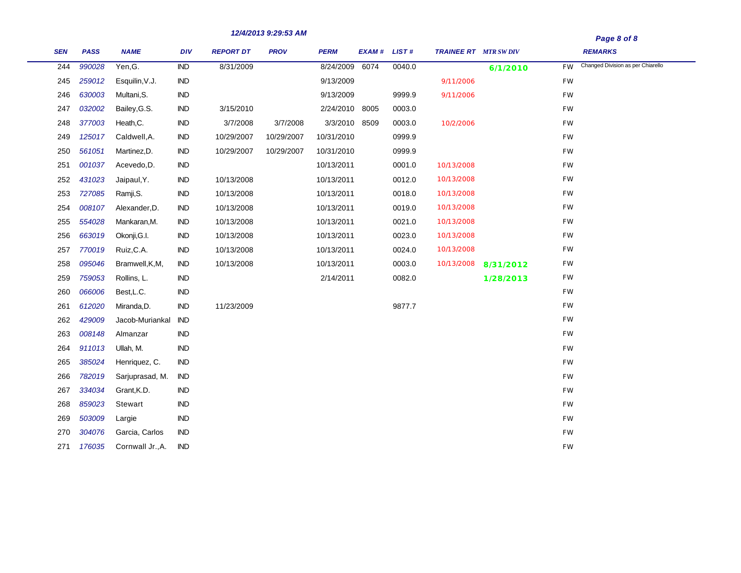12/4/2013 9:29:53 AM

| SEN | PASS | NAME | DIV | REPORT DT | PROV | PERM | EXAM # | LIST # | TRAINEE RT | MTR SW DIV | | REMARKS |
|---|---|---|---|---|---|---|---|---|---|---|---|---|
| 244 | 990028 | Yen,G. | IND | 8/31/2009 | | 8/24/2009 | 6074 | 0040.0 | | 6/1/2010 | FW | Changed Division as per Chiarello |
| 245 | 259012 | Esquilin,V.J. | IND | | | 9/13/2009 | | | 9/11/2006 | | FW | |
| 246 | 630003 | Multani,S. | IND | | | 9/13/2009 | | 9999.9 | 9/11/2006 | | FW | |
| 247 | 032002 | Bailey,G.S. | IND | 3/15/2010 | | 2/24/2010 | 8005 | 0003.0 | | | FW | |
| 248 | 377003 | Heath,C. | IND | 3/7/2008 | 3/7/2008 | 3/3/2010 | 8509 | 0003.0 | 10/2/2006 | | FW | |
| 249 | 125017 | Caldwell,A. | IND | 10/29/2007 | 10/29/2007 | 10/31/2010 | | 0999.9 | | | FW | |
| 250 | 561051 | Martinez,D. | IND | 10/29/2007 | 10/29/2007 | 10/31/2010 | | 0999.9 | | | FW | |
| 251 | 001037 | Acevedo,D. | IND | | | 10/13/2011 | | 0001.0 | 10/13/2008 | | FW | |
| 252 | 431023 | Jaipaul,Y. | IND | 10/13/2008 | | 10/13/2011 | | 0012.0 | 10/13/2008 | | FW | |
| 253 | 727085 | Ramji,S. | IND | 10/13/2008 | | 10/13/2011 | | 0018.0 | 10/13/2008 | | FW | |
| 254 | 008107 | Alexander,D. | IND | 10/13/2008 | | 10/13/2011 | | 0019.0 | 10/13/2008 | | FW | |
| 255 | 554028 | Mankaran,M. | IND | 10/13/2008 | | 10/13/2011 | | 0021.0 | 10/13/2008 | | FW | |
| 256 | 663019 | Okonji,G.I. | IND | 10/13/2008 | | 10/13/2011 | | 0023.0 | 10/13/2008 | | FW | |
| 257 | 770019 | Ruiz,C.A. | IND | 10/13/2008 | | 10/13/2011 | | 0024.0 | 10/13/2008 | | FW | |
| 258 | 095046 | Bramwell,K,M, | IND | 10/13/2008 | | 10/13/2011 | | 0003.0 | 10/13/2008 | 8/31/2012 | FW | |
| 259 | 759053 | Rollins, L. | IND | | | 2/14/2011 | | 0082.0 | | 1/28/2013 | FW | |
| 260 | 066006 | Best,L.C. | IND | | | | | | | | FW | |
| 261 | 612020 | Miranda,D. | IND | 11/23/2009 | | | | 9877.7 | | | FW | |
| 262 | 429009 | Jacob-Muriankal | IND | | | | | | | | FW | |
| 263 | 008148 | Almanzar | IND | | | | | | | | FW | |
| 264 | 911013 | Ullah, M. | IND | | | | | | | | FW | |
| 265 | 385024 | Henriquez, C. | IND | | | | | | | | FW | |
| 266 | 782019 | Sarjuprasad, M. | IND | | | | | | | | FW | |
| 267 | 334034 | Grant,K.D. | IND | | | | | | | | FW | |
| 268 | 859023 | Stewart | IND | | | | | | | | FW | |
| 269 | 503009 | Largie | IND | | | | | | | | FW | |
| 270 | 304076 | Garcia, Carlos | IND | | | | | | | | FW | |
| 271 | 176035 | Cornwall Jr.,A. | IND | | | | | | | | FW | |